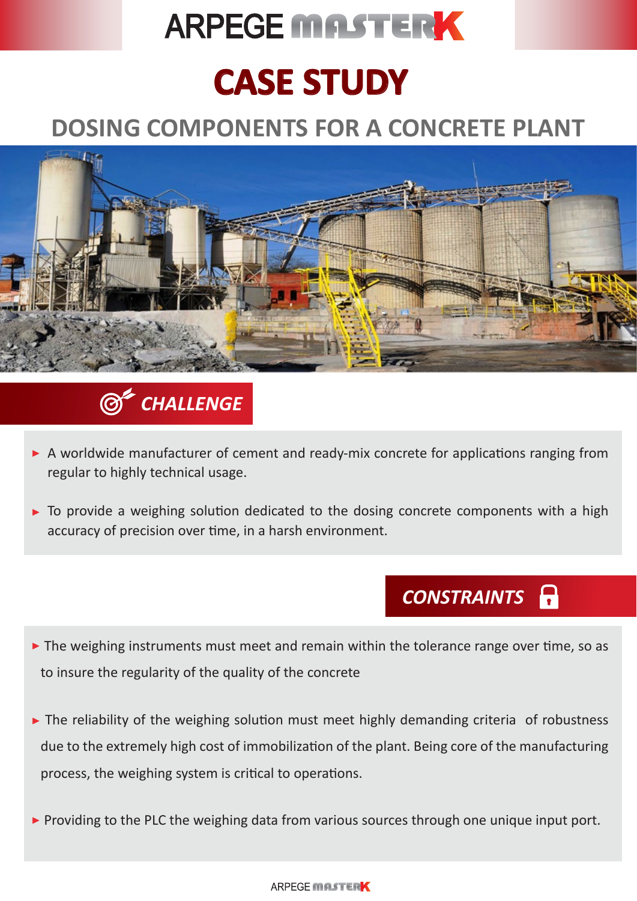# ARPEGE MASTERK

# CASE STUDY

## DOSING COMPONENTS FOR A CONCRETE PLANT

### CHALLENGE

- A worldwide manufacturer of cement and ready-mix concrete for applications ranging from regular to highly technical usage.
- To provide a weighing solution dedicated to the dosing concrete components with a high accuracy of precision over time, in a harsh environment.

### CONSTRAINTS

- The weighing instruments must meet and remain within the tolerance range over time, so as to insure the regularity of the quality of the concrete
- The reliability of the weighing solution must meet highly demanding criteria of robustness due to the extremely high cost of immobilization of the plant. Being core of the manufacturing process, the weighing system is critical to operations.
- Providing to the PLC the weighing data from various sources through one unique input port.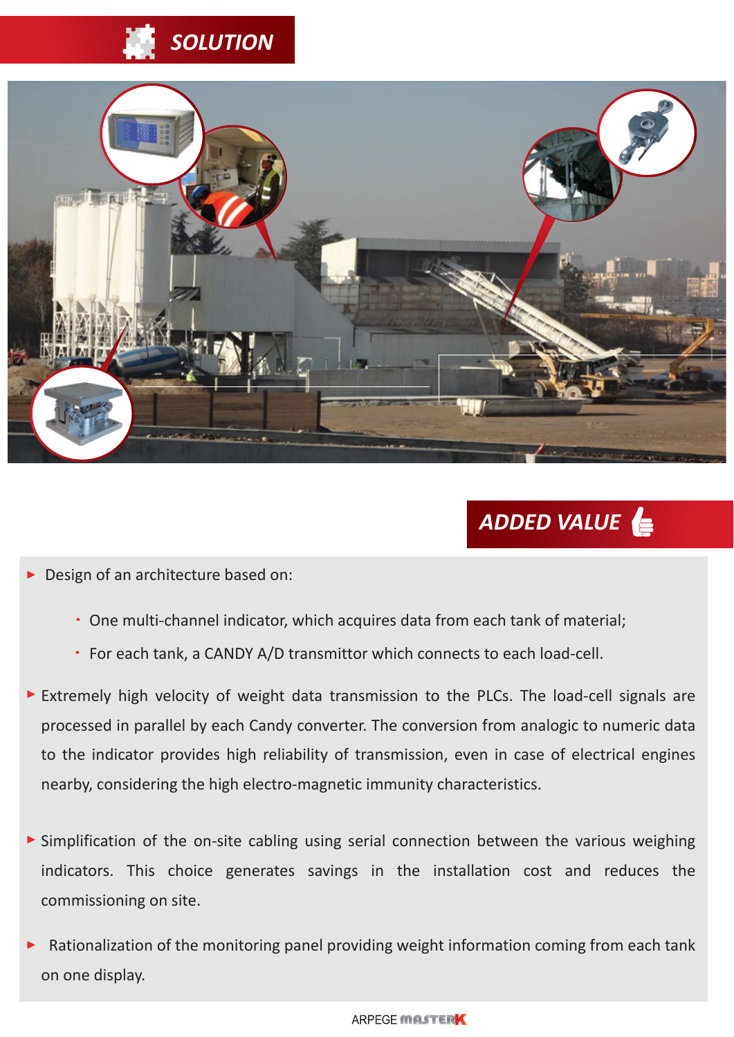## SOLUTION

## ADDED VALUE

- Design of an architecture based on:
  - One multi-channel indicator, which acquires data from each tank of material;
  - For each tank, a CANDY A/D transmittor which connects to each load-cell.
- Extremely high velocity of weight data transmission to the PLCs. The load-cell signals are processed in parallel by each Candy converter. The conversion from analogic to numeric data to the indicator provides high reliability of transmission, even in case of electrical engines nearby, considering the high electro-magnetic immunity characteristics.
- Simplification of the on-site cabling using serial connection between the various weighing indicators. This choice generates savings in the installation cost and reduces the commissioning on site.
- Rationalization of the monitoring panel providing weight information coming from each tank on one display.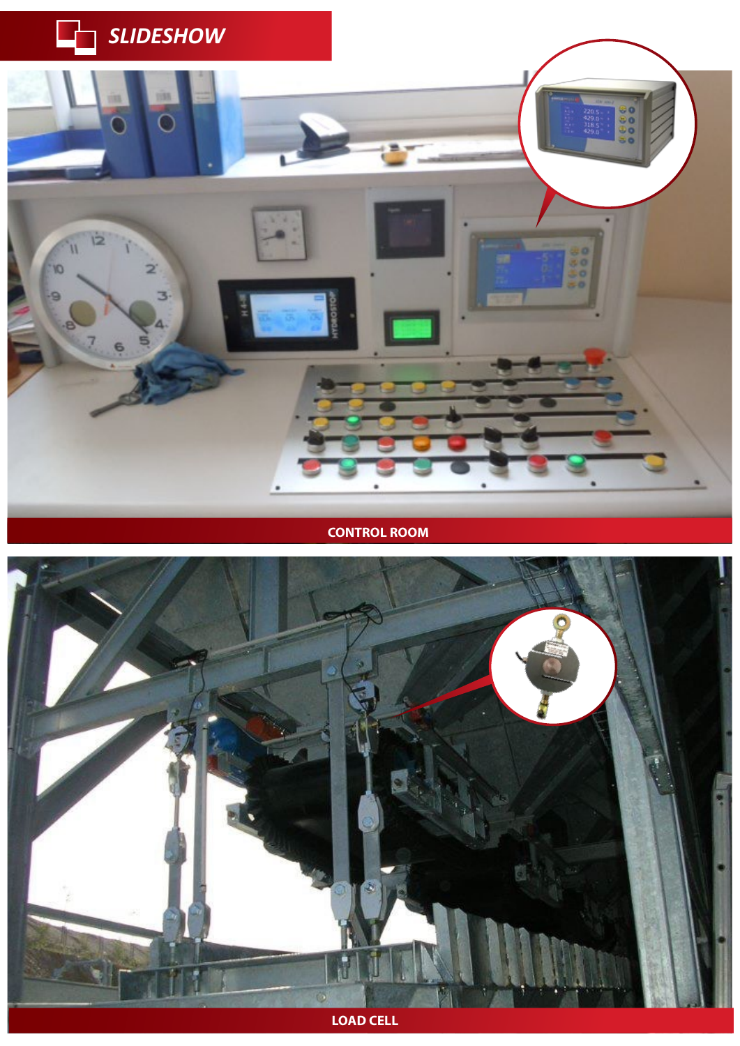# SLIDESHOW

CONTROL ROOM

LOAD CELL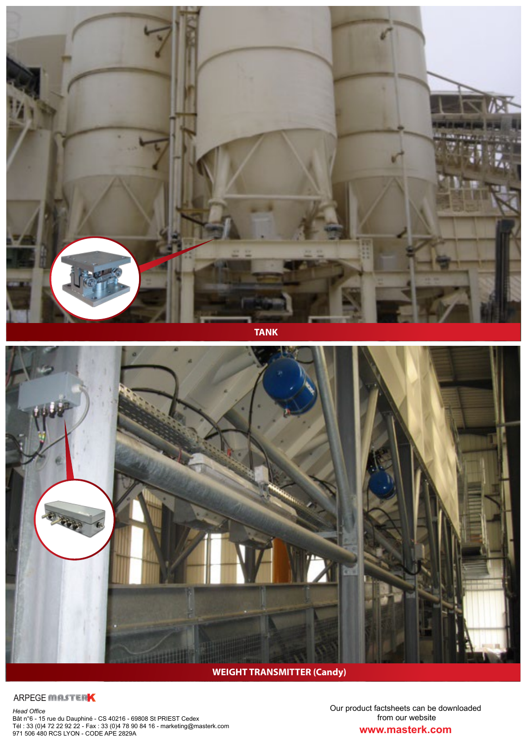**TANK**

**WEIGHT TRANSMITTER (Candy)**

ARPEGE MASTERK

*Head Office*
Bât n°6 - 15 rue du Dauphiné - CS 40216 - 69808 St PRIEST Cedex
Tél : 33 (0)4 72 22 92 22 - Fax : 33 (0)4 78 90 84 16 - marketing@masterk.com
971 506 480 RCS LYON - CODE APE 2829A

Our product factsheets can be downloaded from our website

**www.masterk.com**